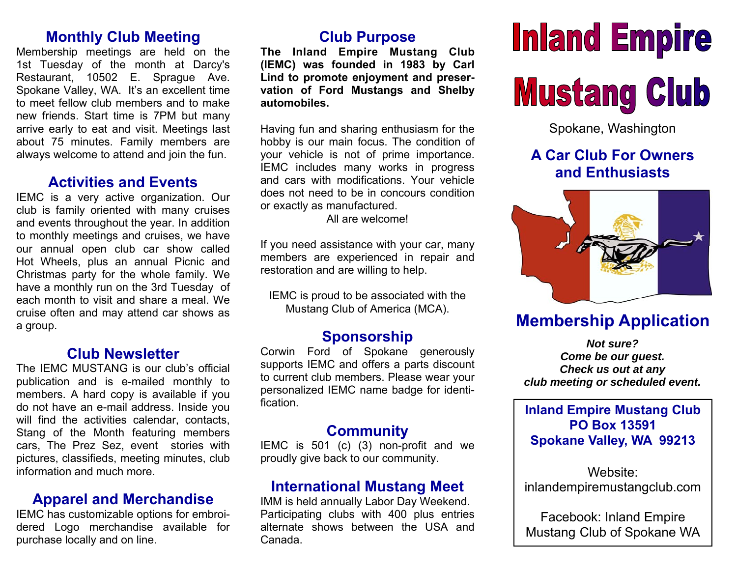## Monthly Club Meeting

Membership meetings are held on the 1st Tuesday of the month at Darcy's Restaurant, 10502 E. Sprague Ave. Spokane Valley, WA. It's an excellent time to meet fellow club members and to make new friends. Start time is 7PM but many arrive early to eat and visit. Meetings last about 75 minutes. Family members are always welcome to attend and join the fun.

## Activities and Events

IEMC is a very active organization. Our club is family oriented with many cruises and events throughout the year. In addition to monthly meetings and cruises, we have our annual open club car show called Hot Wheels, plus an annual Picnic and Christmas party for the whole family. We have a monthly run on the 3rd Tuesday of each month to visit and share a meal. We cruise often and may attend car shows as a group.

## Club Newsletter

The IEMC MUSTANG is our club's official publication and is e-mailed monthly to members. A hard copy is available if you do not have an e-mail address. Inside you will find the activities calendar, contacts, Stang of the Month featuring members cars, The Prez Sez, event stories with pictures, classifieds, meeting minutes, club information and much more.

## Apparel and Merchandise

IEMC has customizable options for embroidered Logo merchandise available for purchase locally and on line.

## Club Purpose

**The Inland Empire Mustang Club (IEMC) was founded in 1983 by Carl Lind to promote enjoyment and preservation of Ford Mustangs and Shelby automobiles.**

Having fun and sharing enthusiasm for the hobby is our main focus. The condition of your vehicle is not of prime importance. IEMC includes many works in progress and cars with modifications. Your vehicle does not need to be in concours condition or exactly as manufactured.

All are welcome!

If you need assistance with your car, many members are experienced in repair and restoration and are willing to help.

IEMC is proud to be associated with the Mustang Club of America (MCA).

## Sponsorship

Corwin Ford of Spokane generously supports IEMC and offers a parts discount to current club members. Please wear your personalized IEMC name badge for identification.

## Community

IEMC is 501 (c) (3) non-profit and we proudly give back to our community.

## International Mustang Meet

IMM is held annually Labor Day Weekend. Participating clubs with 400 plus entries alternate shows between the USA and Canada.

# Inland Empire Mustang Club

Spokane, Washington

## A Car Club For Owners and Enthusiasts

## Membership Application

***Not sure?***
***Come be our guest.***
***Check us out at any club meeting or scheduled event.***

**Inland Empire Mustang Club**
**PO Box 13591**
**Spokane Valley, WA 99213**

Website:
inlandempiremustangclub.com

Facebook: Inland Empire Mustang Club of Spokane WA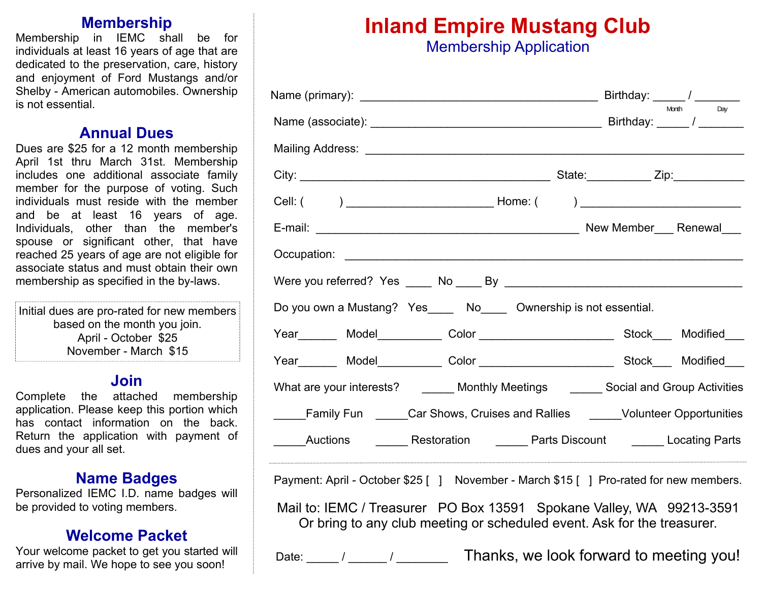## Membership

Membership in IEMC shall be for individuals at least 16 years of age that are dedicated to the preservation, care, history and enjoyment of Ford Mustangs and/or Shelby - American automobiles. Ownership is not essential.

## Annual Dues

Dues are $25 for a 12 month membership April 1st thru March 31st. Membership includes one additional associate family member for the purpose of voting. Such individuals must reside with the member and be at least 16 years of age. Individuals, other than the member's spouse or significant other, that have reached 25 years of age are not eligible for associate status and must obtain their own membership as specified in the by-laws.

Initial dues are pro-rated for new members based on the month you join.
April - October $25
November - March $15

## Join

Complete the attached membership application. Please keep this portion which has contact information on the back. Return the application with payment of dues and your all set.

## Name Badges

Personalized IEMC I.D. name badges will be provided to voting members.

## Welcome Packet

Your welcome packet to get you started will arrive by mail. We hope to see you soon!

# Inland Empire Mustang Club

## Membership Application

Name (primary): ____________________________________ Birthday: _____ / _______
Month Day

Name (associate): ___________________________________ Birthday: _____ / _______

Mailing Address: ____________________________________________________________

City: ______________________________________ State:_________ Zip:___________

Cell: (        ) ______________________ Home: (        ) _________________________

E-mail: ________________________________________ New Member___ Renewal___

Occupation: ________________________________________________________________

Were you referred? Yes ____ No ____ By ____________________________________

Do you own a Mustang? Yes____ No____ Ownership is not essential.

Year______ Model__________ Color _____________________ Stock___ Modified___

Year______ Model__________ Color _____________________ Stock___ Modified___

What are your interests? _____ Monthly Meetings _____ Social and Group Activities

_____Family Fun _____Car Shows, Cruises and Rallies _____Volunteer Opportunities

_____Auctions _____ Restoration _____ Parts Discount _____ Locating Parts

---

Payment: April - October $25 [ ] November - March $15 [ ] Pro-rated for new members.

Mail to: IEMC / Treasurer PO Box 13591 Spokane Valley, WA 99213-3591
Or bring to any club meeting or scheduled event. Ask for the treasurer.

Date: _____ / ______ / _______ Thanks, we look forward to meeting you!